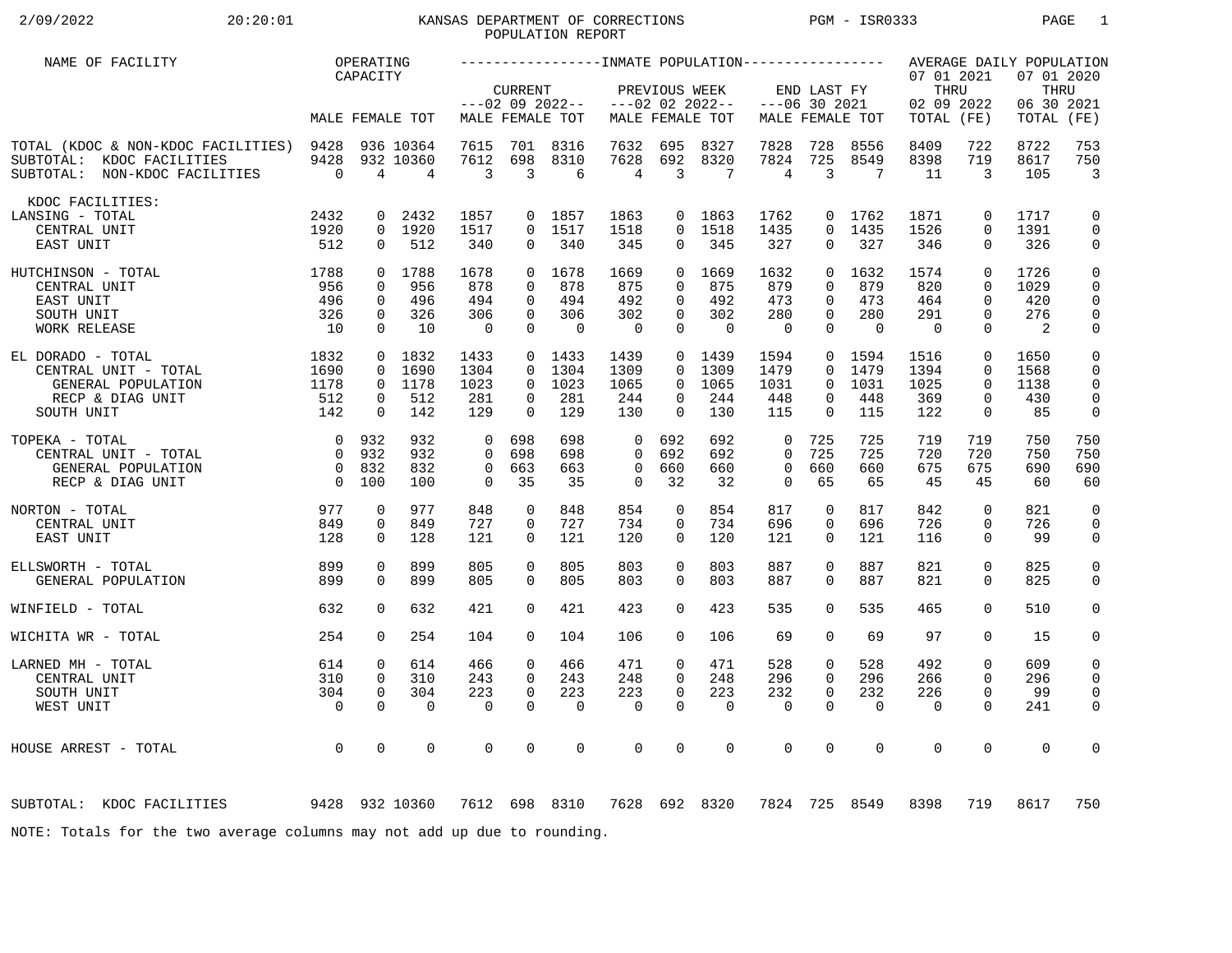# KANSAS DEPARTMENT OF CORRECTIONS
## POPULATION REPORT

2/09/2022 20:20:01 PGM - ISR0333

| NAME OF FACILITY | OPERATING CAPACITY | | | INMATE POPULATION: CURRENT ---02 09 2022-- | | | PREVIOUS WEEK ---02 02 2022-- | | | END LAST FY ---06 30 2021 | | | AVERAGE DAILY POPULATION: 07 01 2021 THRU 02 09 2022 | | 07 01 2020 THRU 06 30 2021 | |
|---|---|---|---|---|---|---|---|---|---|---|---|---|---|---|---|---|
| | MALE | FEMALE | TOT | MALE | FEMALE | TOT | MALE | FEMALE | TOT | MALE | FEMALE | TOT | TOTAL | (FE) | TOTAL | (FE) |
| TOTAL (KDOC & NON-KDOC FACILITIES) | 9428 | 936 | 10364 | 7615 | 701 | 8316 | 7632 | 695 | 8327 | 7828 | 728 | 8556 | 8409 | 722 | 8722 | 753 |
| SUBTOTAL: KDOC FACILITIES | 9428 | 932 | 10360 | 7612 | 698 | 8310 | 7628 | 692 | 8320 | 7824 | 725 | 8549 | 8398 | 719 | 8617 | 750 |
| SUBTOTAL: NON-KDOC FACILITIES | 0 | 4 | 4 | 3 | 3 | 6 | 4 | 3 | 7 | 4 | 3 | 7 | 11 | 3 | 105 | 3 |
| KDOC FACILITIES: | | | | | | | | | | | | | | | | |
| LANSING - TOTAL | 2432 | 0 | 2432 | 1857 | 0 | 1857 | 1863 | 0 | 1863 | 1762 | 0 | 1762 | 1871 | 0 | 1717 | 0 |
| CENTRAL UNIT | 1920 | 0 | 1920 | 1517 | 0 | 1517 | 1518 | 0 | 1518 | 1435 | 0 | 1435 | 1526 | 0 | 1391 | 0 |
| EAST UNIT | 512 | 0 | 512 | 340 | 0 | 340 | 345 | 0 | 345 | 327 | 0 | 327 | 346 | 0 | 326 | 0 |
| HUTCHINSON - TOTAL | 1788 | 0 | 1788 | 1678 | 0 | 1678 | 1669 | 0 | 1669 | 1632 | 0 | 1632 | 1574 | 0 | 1726 | 0 |
| CENTRAL UNIT | 956 | 0 | 956 | 878 | 0 | 878 | 875 | 0 | 875 | 879 | 0 | 879 | 820 | 0 | 1029 | 0 |
| EAST UNIT | 496 | 0 | 496 | 494 | 0 | 494 | 492 | 0 | 492 | 473 | 0 | 473 | 464 | 0 | 420 | 0 |
| SOUTH UNIT | 326 | 0 | 326 | 306 | 0 | 306 | 302 | 0 | 302 | 280 | 0 | 280 | 291 | 0 | 276 | 0 |
| WORK RELEASE | 10 | 0 | 10 | 0 | 0 | 0 | 0 | 0 | 0 | 0 | 0 | 0 | 0 | 0 | 2 | 0 |
| EL DORADO - TOTAL | 1832 | 0 | 1832 | 1433 | 0 | 1433 | 1439 | 0 | 1439 | 1594 | 0 | 1594 | 1516 | 0 | 1650 | 0 |
| CENTRAL UNIT - TOTAL | 1690 | 0 | 1690 | 1304 | 0 | 1304 | 1309 | 0 | 1309 | 1479 | 0 | 1479 | 1394 | 0 | 1568 | 0 |
| GENERAL POPULATION | 1178 | 0 | 1178 | 1023 | 0 | 1023 | 1065 | 0 | 1065 | 1031 | 0 | 1031 | 1025 | 0 | 1138 | 0 |
| RECP & DIAG UNIT | 512 | 0 | 512 | 281 | 0 | 281 | 244 | 0 | 244 | 448 | 0 | 448 | 369 | 0 | 430 | 0 |
| SOUTH UNIT | 142 | 0 | 142 | 129 | 0 | 129 | 130 | 0 | 130 | 115 | 0 | 115 | 122 | 0 | 85 | 0 |
| TOPEKA - TOTAL | 0 | 932 | 932 | 0 | 698 | 698 | 0 | 692 | 692 | 0 | 725 | 725 | 719 | 719 | 750 | 750 |
| CENTRAL UNIT - TOTAL | 0 | 932 | 932 | 0 | 698 | 698 | 0 | 692 | 692 | 0 | 725 | 725 | 720 | 720 | 750 | 750 |
| GENERAL POPULATION | 0 | 832 | 832 | 0 | 663 | 663 | 0 | 660 | 660 | 0 | 660 | 660 | 675 | 675 | 690 | 690 |
| RECP & DIAG UNIT | 0 | 100 | 100 | 0 | 35 | 35 | 0 | 32 | 32 | 0 | 65 | 65 | 45 | 45 | 60 | 60 |
| NORTON - TOTAL | 977 | 0 | 977 | 848 | 0 | 848 | 854 | 0 | 854 | 817 | 0 | 817 | 842 | 0 | 821 | 0 |
| CENTRAL UNIT | 849 | 0 | 849 | 727 | 0 | 727 | 734 | 0 | 734 | 696 | 0 | 696 | 726 | 0 | 726 | 0 |
| EAST UNIT | 128 | 0 | 128 | 121 | 0 | 121 | 120 | 0 | 120 | 121 | 0 | 121 | 116 | 0 | 99 | 0 |
| ELLSWORTH - TOTAL | 899 | 0 | 899 | 805 | 0 | 805 | 803 | 0 | 803 | 887 | 0 | 887 | 821 | 0 | 825 | 0 |
| GENERAL POPULATION | 899 | 0 | 899 | 805 | 0 | 805 | 803 | 0 | 803 | 887 | 0 | 887 | 821 | 0 | 825 | 0 |
| WINFIELD - TOTAL | 632 | 0 | 632 | 421 | 0 | 421 | 423 | 0 | 423 | 535 | 0 | 535 | 465 | 0 | 510 | 0 |
| WICHITA WR - TOTAL | 254 | 0 | 254 | 104 | 0 | 104 | 106 | 0 | 106 | 69 | 0 | 69 | 97 | 0 | 15 | 0 |
| LARNED MH - TOTAL | 614 | 0 | 614 | 466 | 0 | 466 | 471 | 0 | 471 | 528 | 0 | 528 | 492 | 0 | 609 | 0 |
| CENTRAL UNIT | 310 | 0 | 310 | 243 | 0 | 243 | 248 | 0 | 248 | 296 | 0 | 296 | 266 | 0 | 296 | 0 |
| SOUTH UNIT | 304 | 0 | 304 | 223 | 0 | 223 | 223 | 0 | 223 | 232 | 0 | 232 | 226 | 0 | 99 | 0 |
| WEST UNIT | 0 | 0 | 0 | 0 | 0 | 0 | 0 | 0 | 0 | 0 | 0 | 0 | 0 | 0 | 241 | 0 |
| HOUSE ARREST - TOTAL | 0 | 0 | 0 | 0 | 0 | 0 | 0 | 0 | 0 | 0 | 0 | 0 | 0 | 0 | 0 | 0 |
| SUBTOTAL: KDOC FACILITIES | 9428 | 932 | 10360 | 7612 | 698 | 8310 | 7628 | 692 | 8320 | 7824 | 725 | 8549 | 8398 | 719 | 8617 | 750 |

NOTE: Totals for the two average columns may not add up due to rounding.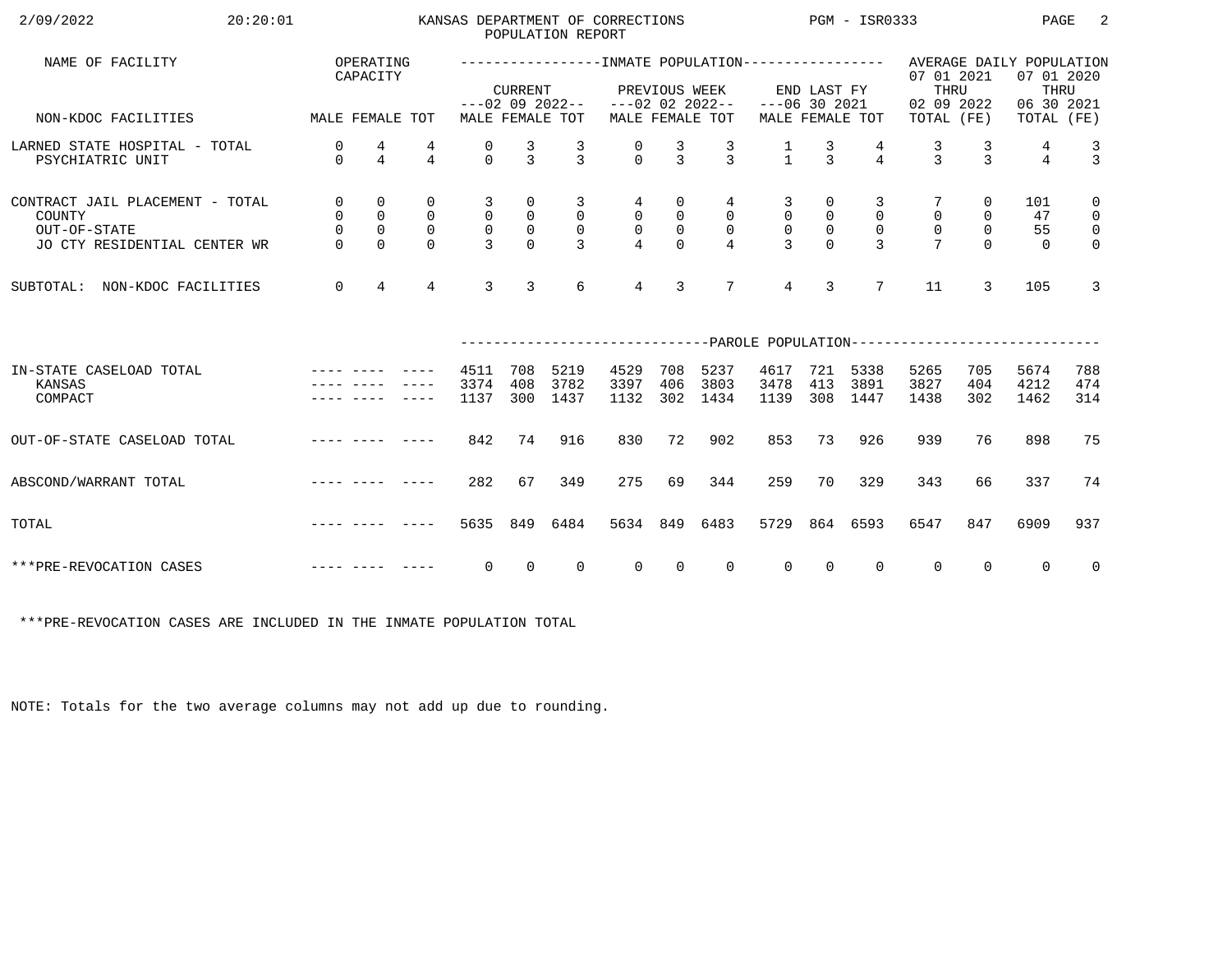# KANSAS DEPARTMENT OF CORRECTIONS
## POPULATION REPORT

2/09/2022 20:20:01 PGM - ISR0333

| NAME OF FACILITY | OPERATING CAPACITY | | | INMATE POPULATION | | | | | | | | | AVERAGE DAILY POPULATION | | | |
|---|---|---|---|---|---|---|---|---|---|---|---|---|---|---|---|---|
| | | | | CURRENT ---02 09 2022-- | | | PREVIOUS WEEK ---02 02 2022-- | | | END LAST FY ---06 30 2021 | | | 07 01 2021 THRU 02 09 2022 | | 07 01 2020 THRU 06 30 2021 | |
| NON-KDOC FACILITIES | MALE | FEMALE | TOT | MALE | FEMALE | TOT | MALE | FEMALE | TOT | MALE | FEMALE | TOT | TOTAL | (FE) | TOTAL | (FE) |
| LARNED STATE HOSPITAL - TOTAL | 0 | 4 | 4 | 0 | 3 | 3 | 0 | 3 | 3 | 1 | 3 | 4 | 3 | 3 | 4 | 3 |
| PSYCHIATRIC UNIT | 0 | 4 | 4 | 0 | 3 | 3 | 0 | 3 | 3 | 1 | 3 | 4 | 3 | 3 | 4 | 3 |
| CONTRACT JAIL PLACEMENT - TOTAL | 0 | 0 | 0 | 3 | 0 | 3 | 4 | 0 | 4 | 3 | 0 | 3 | 7 | 0 | 101 | 0 |
| COUNTY | 0 | 0 | 0 | 0 | 0 | 0 | 0 | 0 | 0 | 0 | 0 | 0 | 0 | 0 | 47 | 0 |
| OUT-OF-STATE | 0 | 0 | 0 | 0 | 0 | 0 | 0 | 0 | 0 | 0 | 0 | 0 | 0 | 0 | 55 | 0 |
| JO CTY RESIDENTIAL CENTER WR | 0 | 0 | 0 | 3 | 0 | 3 | 4 | 0 | 4 | 3 | 0 | 3 | 7 | 0 | 0 | 0 |
| SUBTOTAL: NON-KDOC FACILITIES | 0 | 4 | 4 | 3 | 3 | 6 | 4 | 3 | 7 | 4 | 3 | 7 | 11 | 3 | 105 | 3 |
| | | | | PAROLE POPULATION | | | | | | | | | | | | |
| IN-STATE CASELOAD TOTAL | ---- | ---- | ---- | 4511 | 708 | 5219 | 4529 | 708 | 5237 | 4617 | 721 | 5338 | 5265 | 705 | 5674 | 788 |
| KANSAS | ---- | ---- | ---- | 3374 | 408 | 3782 | 3397 | 406 | 3803 | 3478 | 413 | 3891 | 3827 | 404 | 4212 | 474 |
| COMPACT | ---- | ---- | ---- | 1137 | 300 | 1437 | 1132 | 302 | 1434 | 1139 | 308 | 1447 | 1438 | 302 | 1462 | 314 |
| OUT-OF-STATE CASELOAD TOTAL | ---- | ---- | ---- | 842 | 74 | 916 | 830 | 72 | 902 | 853 | 73 | 926 | 939 | 76 | 898 | 75 |
| ABSCOND/WARRANT TOTAL | ---- | ---- | ---- | 282 | 67 | 349 | 275 | 69 | 344 | 259 | 70 | 329 | 343 | 66 | 337 | 74 |
| TOTAL | ---- | ---- | ---- | 5635 | 849 | 6484 | 5634 | 849 | 6483 | 5729 | 864 | 6593 | 6547 | 847 | 6909 | 937 |
| ***PRE-REVOCATION CASES | ---- | ---- | ---- | 0 | 0 | 0 | 0 | 0 | 0 | 0 | 0 | 0 | 0 | 0 | 0 | 0 |

***PRE-REVOCATION CASES ARE INCLUDED IN THE INMATE POPULATION TOTAL

NOTE: Totals for the two average columns may not add up due to rounding.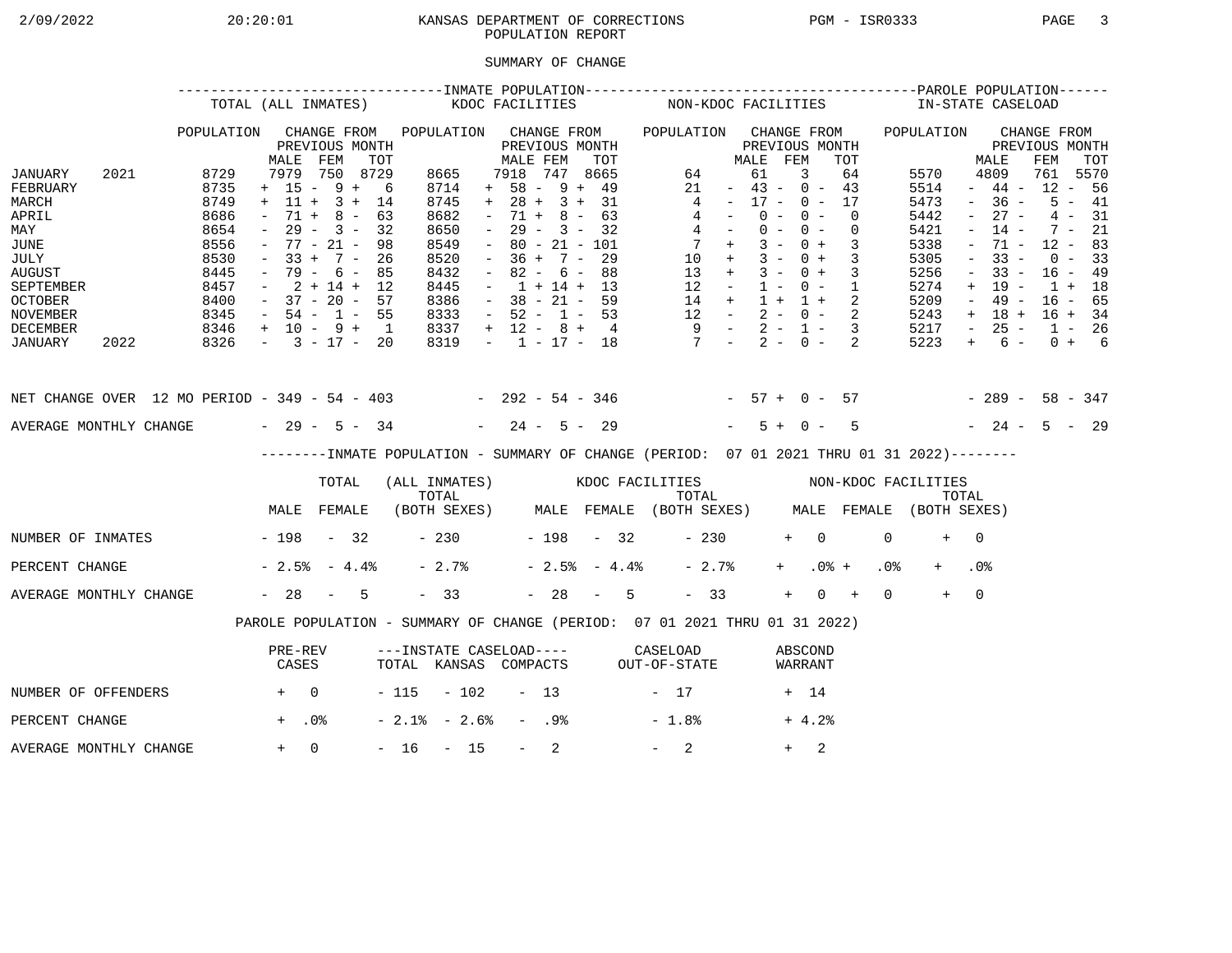KANSAS DEPARTMENT OF CORRECTIONS
POPULATION REPORT

SUMMARY OF CHANGE

| | INMATE POPULATION - TOTAL (ALL INMATES) | | | | KDOC FACILITIES | | | | NON-KDOC FACILITIES | | | | PAROLE POPULATION - IN-STATE CASELOAD | | | |
|---|---|---|---|---|---|---|---|---|---|---|---|---|---|---|---|---|
| | POPULATION | CHANGE FROM PREVIOUS MONTH MALE | FEM | TOT | POPULATION | CHANGE FROM PREVIOUS MONTH MALE | FEM | TOT | POPULATION | CHANGE FROM PREVIOUS MONTH MALE | FEM | TOT | POPULATION | CHANGE FROM PREVIOUS MONTH MALE | FEM | TOT |
| JANUARY 2021 | 8729 | 7979 | 750 | 8729 | 8665 | 7918 | 747 | 8665 | 64 | 61 | 3 | 64 | 5570 | 4809 | 761 | 5570 |
| FEBRUARY | 8735 | + 15 | - 9 | + 6 | 8714 | + 58 | - 9 | + 49 | 21 | - 43 | - 0 | - 43 | 5514 | - 44 | - 12 | - 56 |
| MARCH | 8749 | + 11 | + 3 | + 14 | 8745 | + 28 | + 3 | + 31 | 4 | - 17 | - 0 | - 17 | 5473 | - 36 | - 5 | - 41 |
| APRIL | 8686 | - 71 | + 8 | - 63 | 8682 | - 71 | + 8 | - 63 | 4 | - 0 | - 0 | - 0 | 5442 | - 27 | - 4 | - 31 |
| MAY | 8654 | - 29 | - 3 | - 32 | 8650 | - 29 | - 3 | - 32 | 4 | - 0 | - 0 | - 0 | 5421 | - 14 | - 7 | - 21 |
| JUNE | 8556 | - 77 | - 21 | - 98 | 8549 | - 80 | - 21 | - 101 | 7 | + 3 | - 0 | + 3 | 5338 | - 71 | - 12 | - 83 |
| JULY | 8530 | - 33 | + 7 | - 26 | 8520 | - 36 | + 7 | - 29 | 10 | + 3 | - 0 | + 3 | 5305 | - 33 | - 0 | - 33 |
| AUGUST | 8445 | - 79 | - 6 | - 85 | 8432 | - 82 | - 6 | - 88 | 13 | + 3 | - 0 | + 3 | 5256 | - 33 | - 16 | - 49 |
| SEPTEMBER | 8457 | - 2 | + 14 | + 12 | 8445 | - 1 | + 14 | + 13 | 12 | - 1 | - 0 | - 1 | 5274 | + 19 | - 1 | + 18 |
| OCTOBER | 8400 | - 37 | - 20 | - 57 | 8386 | - 38 | - 21 | - 59 | 14 | + 1 | + 1 | + 2 | 5209 | - 49 | - 16 | - 65 |
| NOVEMBER | 8345 | - 54 | - 1 | - 55 | 8333 | - 52 | - 1 | - 53 | 12 | - 2 | - 0 | - 2 | 5243 | + 18 | + 16 | + 34 |
| DECEMBER | 8346 | + 10 | - 9 | + 1 | 8337 | + 12 | - 8 | + 4 | 9 | - 2 | - 1 | - 3 | 5217 | - 25 | - 1 | - 26 |
| JANUARY 2022 | 8326 | - 3 | - 17 | - 20 | 8319 | - 1 | - 17 | - 18 | 7 | - 2 | - 0 | - 2 | 5223 | + 6 | - 0 | + 6 |
| NET CHANGE OVER 12 MO PERIOD | | - 349 | - 54 | - 403 | | - 292 | - 54 | - 346 | | - 57 | + 0 | - 57 | | - 289 | - 58 | - 347 |
| AVERAGE MONTHLY CHANGE | | - 29 | - 5 | - 34 | | - 24 | - 5 | - 29 | | - 5 | + 0 | - 5 | | - 24 | - 5 | - 29 |

INMATE POPULATION - SUMMARY OF CHANGE (PERIOD: 07 01 2021 THRU 01 31 2022)

| | TOTAL (ALL INMATES) | | | KDOC FACILITIES | | | NON-KDOC FACILITIES | | |
|---|---|---|---|---|---|---|---|---|---|
| | MALE | FEMALE | TOTAL (BOTH SEXES) | MALE | FEMALE | TOTAL (BOTH SEXES) | MALE | FEMALE | TOTAL (BOTH SEXES) |
| NUMBER OF INMATES | - 198 | - 32 | - 230 | - 198 | - 32 | - 230 | + 0 | 0 | + 0 |
| PERCENT CHANGE | - 2.5% | - 4.4% | - 2.7% | - 2.5% | - 4.4% | - 2.7% | + .0% | + .0% | + .0% |
| AVERAGE MONTHLY CHANGE | - 28 | - 5 | - 33 | - 28 | - 5 | - 33 | + 0 | + 0 | + 0 |

PAROLE POPULATION - SUMMARY OF CHANGE (PERIOD: 07 01 2021 THRU 01 31 2022)

| | PRE-REV CASES | INSTATE CASELOAD TOTAL | KANSAS | COMPACTS | CASELOAD OUT-OF-STATE | ABSCOND WARRANT |
|---|---|---|---|---|---|---|
| NUMBER OF OFFENDERS | + 0 | - 115 | - 102 | - 13 | - 17 | + 14 |
| PERCENT CHANGE | + .0% | - 2.1% | - 2.6% | - .9% | - 1.8% | + 4.2% |
| AVERAGE MONTHLY CHANGE | + 0 | - 16 | - 15 | - 2 | - 2 | + 2 |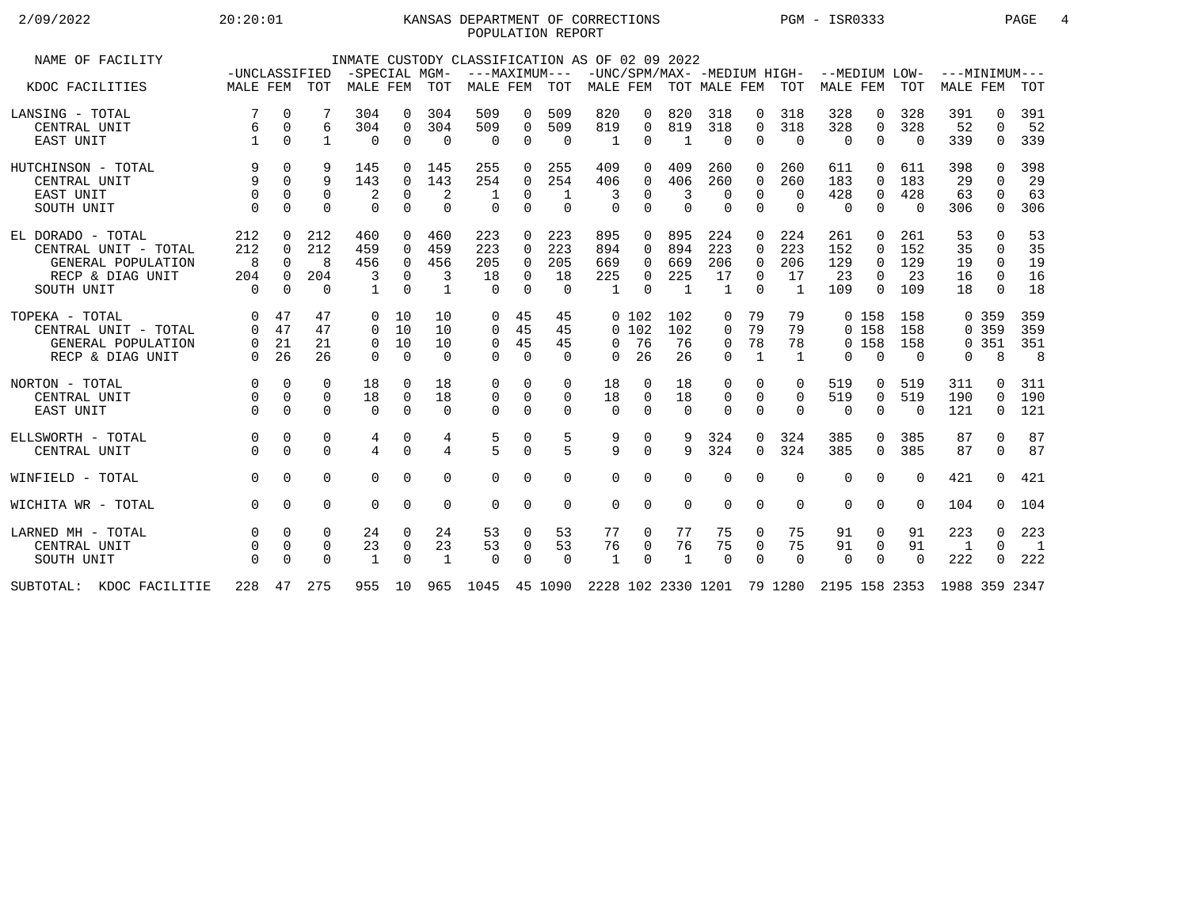KANSAS DEPARTMENT OF CORRECTIONS
POPULATION REPORT

2/09/2022 20:20:01 PGM - ISR0333

INMATE CUSTODY CLASSIFICATION AS OF 02 09 2022

| NAME OF FACILITY | -UNCLASSIFIED | | | -SPECIAL MGM- | | | ---MAXIMUM--- | | | -UNC/SPM/MAX- | | | -MEDIUM HIGH- | | | --MEDIUM LOW- | | | ---MINIMUM--- | | |
|---|---|---|---|---|---|---|---|---|---|---|---|---|---|---|---|---|---|---|---|---|---|
| KDOC FACILITIES | MALE | FEM | TOT | MALE | FEM | TOT | MALE | FEM | TOT | MALE | FEM | TOT | MALE | FEM | TOT | MALE | FEM | TOT | MALE | FEM | TOT |
| LANSING - TOTAL | 7 | 0 | 7 | 304 | 0 | 304 | 509 | 0 | 509 | 820 | 0 | 820 | 318 | 0 | 318 | 328 | 0 | 328 | 391 | 0 | 391 |
| CENTRAL UNIT | 6 | 0 | 6 | 304 | 0 | 304 | 509 | 0 | 509 | 819 | 0 | 819 | 318 | 0 | 318 | 328 | 0 | 328 | 52 | 0 | 52 |
| EAST UNIT | 1 | 0 | 1 | 0 | 0 | 0 | 0 | 0 | 0 | 1 | 0 | 1 | 0 | 0 | 0 | 0 | 0 | 0 | 339 | 0 | 339 |
| HUTCHINSON - TOTAL | 9 | 0 | 9 | 145 | 0 | 145 | 255 | 0 | 255 | 409 | 0 | 409 | 260 | 0 | 260 | 611 | 0 | 611 | 398 | 0 | 398 |
| CENTRAL UNIT | 9 | 0 | 9 | 143 | 0 | 143 | 254 | 0 | 254 | 406 | 0 | 406 | 260 | 0 | 260 | 183 | 0 | 183 | 29 | 0 | 29 |
| EAST UNIT | 0 | 0 | 0 | 2 | 0 | 2 | 1 | 0 | 1 | 3 | 0 | 3 | 0 | 0 | 0 | 428 | 0 | 428 | 63 | 0 | 63 |
| SOUTH UNIT | 0 | 0 | 0 | 0 | 0 | 0 | 0 | 0 | 0 | 0 | 0 | 0 | 0 | 0 | 0 | 0 | 0 | 0 | 306 | 0 | 306 |
| EL DORADO - TOTAL | 212 | 0 | 212 | 460 | 0 | 460 | 223 | 0 | 223 | 895 | 0 | 895 | 224 | 0 | 224 | 261 | 0 | 261 | 53 | 0 | 53 |
| CENTRAL UNIT - TOTAL | 212 | 0 | 212 | 459 | 0 | 459 | 223 | 0 | 223 | 894 | 0 | 894 | 223 | 0 | 223 | 152 | 0 | 152 | 35 | 0 | 35 |
| GENERAL POPULATION | 8 | 0 | 8 | 456 | 0 | 456 | 205 | 0 | 205 | 669 | 0 | 669 | 206 | 0 | 206 | 129 | 0 | 129 | 19 | 0 | 19 |
| RECP & DIAG UNIT | 204 | 0 | 204 | 3 | 0 | 3 | 18 | 0 | 18 | 225 | 0 | 225 | 17 | 0 | 17 | 23 | 0 | 23 | 16 | 0 | 16 |
| SOUTH UNIT | 0 | 0 | 0 | 1 | 0 | 1 | 0 | 0 | 0 | 1 | 0 | 1 | 1 | 0 | 1 | 109 | 0 | 109 | 18 | 0 | 18 |
| TOPEKA - TOTAL | 0 | 47 | 47 | 0 | 10 | 10 | 0 | 45 | 45 | 0 | 102 | 102 | 0 | 79 | 79 | 0 | 158 | 158 | 0 | 359 | 359 |
| CENTRAL UNIT - TOTAL | 0 | 47 | 47 | 0 | 10 | 10 | 0 | 45 | 45 | 0 | 102 | 102 | 0 | 79 | 79 | 0 | 158 | 158 | 0 | 359 | 359 |
| GENERAL POPULATION | 0 | 21 | 21 | 0 | 10 | 10 | 0 | 45 | 45 | 0 | 76 | 76 | 0 | 78 | 78 | 0 | 158 | 158 | 0 | 351 | 351 |
| RECP & DIAG UNIT | 0 | 26 | 26 | 0 | 0 | 0 | 0 | 0 | 0 | 0 | 26 | 26 | 0 | 1 | 1 | 0 | 0 | 0 | 0 | 8 | 8 |
| NORTON - TOTAL | 0 | 0 | 0 | 18 | 0 | 18 | 0 | 0 | 0 | 18 | 0 | 18 | 0 | 0 | 0 | 519 | 0 | 519 | 311 | 0 | 311 |
| CENTRAL UNIT | 0 | 0 | 0 | 18 | 0 | 18 | 0 | 0 | 0 | 18 | 0 | 18 | 0 | 0 | 0 | 519 | 0 | 519 | 190 | 0 | 190 |
| EAST UNIT | 0 | 0 | 0 | 0 | 0 | 0 | 0 | 0 | 0 | 0 | 0 | 0 | 0 | 0 | 0 | 0 | 0 | 0 | 121 | 0 | 121 |
| ELLSWORTH - TOTAL | 0 | 0 | 0 | 4 | 0 | 4 | 5 | 0 | 5 | 9 | 0 | 9 | 324 | 0 | 324 | 385 | 0 | 385 | 87 | 0 | 87 |
| CENTRAL UNIT | 0 | 0 | 0 | 4 | 0 | 4 | 5 | 0 | 5 | 9 | 0 | 9 | 324 | 0 | 324 | 385 | 0 | 385 | 87 | 0 | 87 |
| WINFIELD - TOTAL | 0 | 0 | 0 | 0 | 0 | 0 | 0 | 0 | 0 | 0 | 0 | 0 | 0 | 0 | 0 | 0 | 0 | 0 | 421 | 0 | 421 |
| WICHITA WR - TOTAL | 0 | 0 | 0 | 0 | 0 | 0 | 0 | 0 | 0 | 0 | 0 | 0 | 0 | 0 | 0 | 0 | 0 | 0 | 104 | 0 | 104 |
| LARNED MH - TOTAL | 0 | 0 | 0 | 24 | 0 | 24 | 53 | 0 | 53 | 77 | 0 | 77 | 75 | 0 | 75 | 91 | 0 | 91 | 223 | 0 | 223 |
| CENTRAL UNIT | 0 | 0 | 0 | 23 | 0 | 23 | 53 | 0 | 53 | 76 | 0 | 76 | 75 | 0 | 75 | 91 | 0 | 91 | 1 | 0 | 1 |
| SOUTH UNIT | 0 | 0 | 0 | 1 | 0 | 1 | 0 | 0 | 0 | 1 | 0 | 1 | 0 | 0 | 0 | 0 | 0 | 0 | 222 | 0 | 222 |
| SUBTOTAL: KDOC FACILITIE | 228 | 47 | 275 | 955 | 10 | 965 | 1045 | 45 | 1090 | 2228 | 102 | 2330 | 1201 | 79 | 1280 | 2195 | 158 | 2353 | 1988 | 359 | 2347 |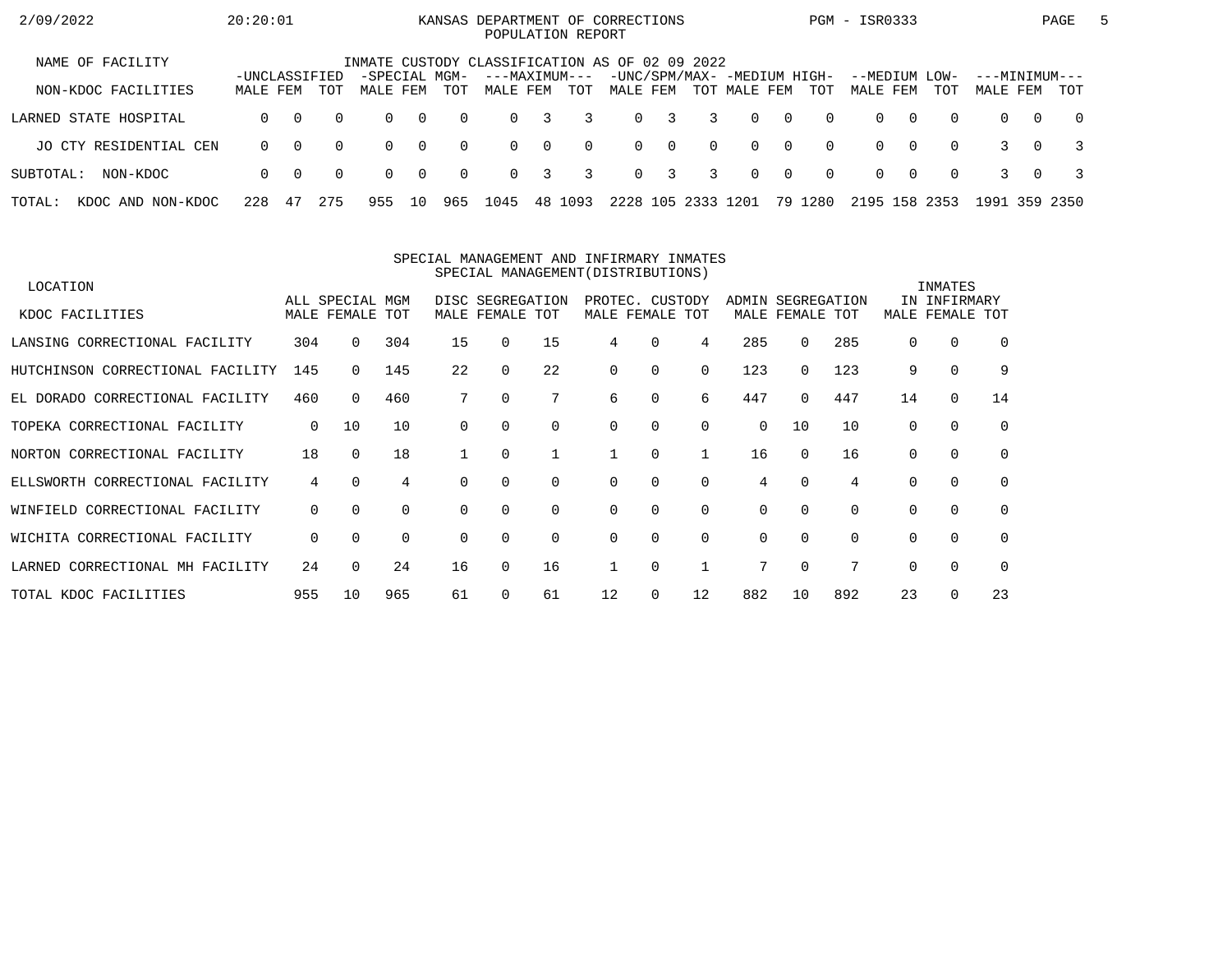KANSAS DEPARTMENT OF CORRECTIONS
POPULATION REPORT

2/09/2022 20:20:01 PGM - ISR0333

INMATE CUSTODY CLASSIFICATION AS OF 02 09 2022

| NAME OF FACILITY | -UNCLASSIFIED | | | -SPECIAL MGM- | | | ---MAXIMUM--- | | | -UNC/SPM/MAX- | | | -MEDIUM HIGH- | | | --MEDIUM LOW- | | | ---MINIMUM--- | | |
|---|---|---|---|---|---|---|---|---|---|---|---|---|---|---|---|---|---|---|---|---|---|
| NON-KDOC FACILITIES | MALE | FEM | TOT | MALE | FEM | TOT | MALE | FEM | TOT | MALE | FEM | TOT | MALE | FEM | TOT | MALE | FEM | TOT | MALE | FEM | TOT |
| LARNED STATE HOSPITAL | 0 | 0 | 0 | 0 | 0 | 0 | 0 | 3 | 3 | 0 | 3 | 3 | 0 | 0 | 0 | 0 | 0 | 0 | 0 | 0 | 0 |
| JO CTY RESIDENTIAL CEN | 0 | 0 | 0 | 0 | 0 | 0 | 0 | 0 | 0 | 0 | 0 | 0 | 0 | 0 | 0 | 0 | 0 | 0 | 3 | 0 | 3 |
| SUBTOTAL: NON-KDOC | 0 | 0 | 0 | 0 | 0 | 0 | 0 | 3 | 3 | 0 | 3 | 3 | 0 | 0 | 0 | 0 | 0 | 0 | 3 | 0 | 3 |
| TOTAL: KDOC AND NON-KDOC | 228 | 47 | 275 | 955 | 10 | 965 | 1045 | 48 | 1093 | 2228 | 105 | 2333 | 1201 | 79 | 1280 | 2195 | 158 | 2353 | 1991 | 359 | 2350 |

SPECIAL MANAGEMENT AND INFIRMARY INMATES
SPECIAL MANAGEMENT(DISTRIBUTIONS)

| LOCATION | ALL SPECIAL MGM | | | DISC SEGREGATION | | | PROTEC. CUSTODY | | | ADMIN SEGREGATION | | | INMATES IN INFIRMARY | | |
|---|---|---|---|---|---|---|---|---|---|---|---|---|---|---|---|
| KDOC FACILITIES | MALE | FEMALE | TOT | MALE | FEMALE | TOT | MALE | FEMALE | TOT | MALE | FEMALE | TOT | MALE | FEMALE | TOT |
| LANSING CORRECTIONAL FACILITY | 304 | 0 | 304 | 15 | 0 | 15 | 4 | 0 | 4 | 285 | 0 | 285 | 0 | 0 | 0 |
| HUTCHINSON CORRECTIONAL FACILITY | 145 | 0 | 145 | 22 | 0 | 22 | 0 | 0 | 0 | 123 | 0 | 123 | 9 | 0 | 9 |
| EL DORADO CORRECTIONAL FACILITY | 460 | 0 | 460 | 7 | 0 | 7 | 6 | 0 | 6 | 447 | 0 | 447 | 14 | 0 | 14 |
| TOPEKA CORRECTIONAL FACILITY | 0 | 10 | 10 | 0 | 0 | 0 | 0 | 0 | 0 | 0 | 10 | 10 | 0 | 0 | 0 |
| NORTON CORRECTIONAL FACILITY | 18 | 0 | 18 | 1 | 0 | 1 | 1 | 0 | 1 | 16 | 0 | 16 | 0 | 0 | 0 |
| ELLSWORTH CORRECTIONAL FACILITY | 4 | 0 | 4 | 0 | 0 | 0 | 0 | 0 | 0 | 4 | 0 | 4 | 0 | 0 | 0 |
| WINFIELD CORRECTIONAL FACILITY | 0 | 0 | 0 | 0 | 0 | 0 | 0 | 0 | 0 | 0 | 0 | 0 | 0 | 0 | 0 |
| WICHITA CORRECTIONAL FACILITY | 0 | 0 | 0 | 0 | 0 | 0 | 0 | 0 | 0 | 0 | 0 | 0 | 0 | 0 | 0 |
| LARNED CORRECTIONAL MH FACILITY | 24 | 0 | 24 | 16 | 0 | 16 | 1 | 0 | 1 | 7 | 0 | 7 | 0 | 0 | 0 |
| TOTAL KDOC FACILITIES | 955 | 10 | 965 | 61 | 0 | 61 | 12 | 0 | 12 | 882 | 10 | 892 | 23 | 0 | 23 |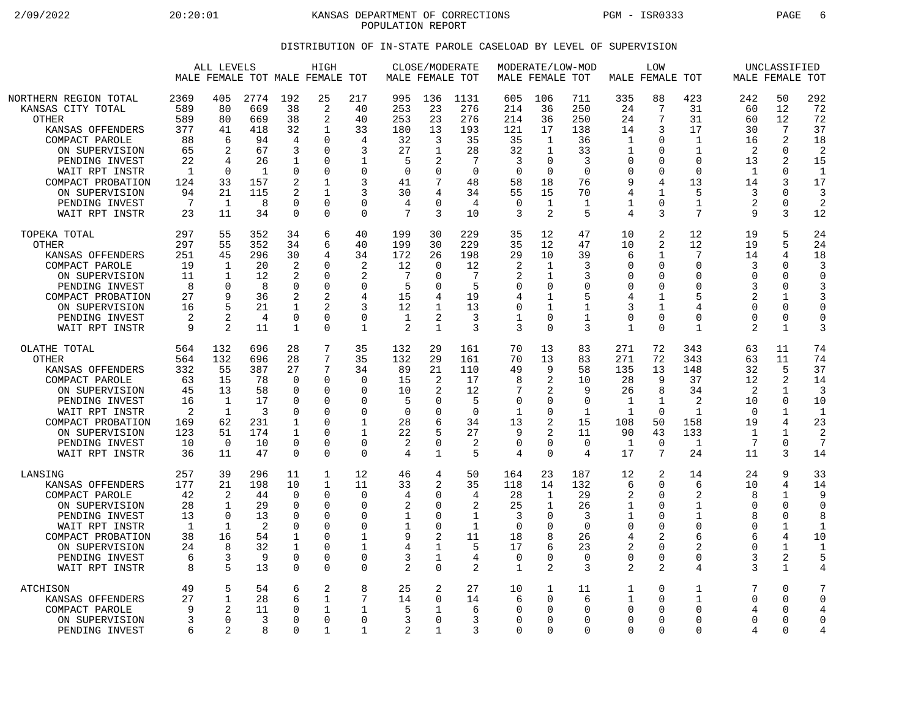KANSAS DEPARTMENT OF CORRECTIONS
POPULATION REPORT

## DISTRIBUTION OF IN-STATE PAROLE CASELOAD BY LEVEL OF SUPERVISION

| | ALL LEVELS | | | HIGH | | | CLOSE/MODERATE | | | MODERATE/LOW-MOD | | | LOW | | | UNCLASSIFIED | | |
|---|---|---|---|---|---|---|---|---|---|---|---|---|---|---|---|---|---|---|
| | MALE | FEMALE | TOT | MALE | FEMALE | TOT | MALE | FEMALE | TOT | MALE | FEMALE | TOT | MALE | FEMALE | TOT | MALE | FEMALE | TOT |
| NORTHERN REGION TOTAL | 2369 | 405 | 2774 | 192 | 25 | 217 | 995 | 136 | 1131 | 605 | 106 | 711 | 335 | 88 | 423 | 242 | 50 | 292 |
| KANSAS CITY TOTAL | 589 | 80 | 669 | 38 | 2 | 40 | 253 | 23 | 276 | 214 | 36 | 250 | 24 | 7 | 31 | 60 | 12 | 72 |
| OTHER | 589 | 80 | 669 | 38 | 2 | 40 | 253 | 23 | 276 | 214 | 36 | 250 | 24 | 7 | 31 | 60 | 12 | 72 |
| KANSAS OFFENDERS | 377 | 41 | 418 | 32 | 1 | 33 | 180 | 13 | 193 | 121 | 17 | 138 | 14 | 3 | 17 | 30 | 7 | 37 |
| COMPACT PAROLE | 88 | 6 | 94 | 4 | 0 | 4 | 32 | 3 | 35 | 35 | 1 | 36 | 1 | 0 | 1 | 16 | 2 | 18 |
| ON SUPERVISION | 65 | 2 | 67 | 3 | 0 | 3 | 27 | 1 | 28 | 32 | 1 | 33 | 1 | 0 | 1 | 2 | 0 | 2 |
| PENDING INVEST | 22 | 4 | 26 | 1 | 0 | 1 | 5 | 2 | 7 | 3 | 0 | 3 | 0 | 0 | 0 | 13 | 2 | 15 |
| WAIT RPT INSTR | 1 | 0 | 1 | 0 | 0 | 0 | 0 | 0 | 0 | 0 | 0 | 0 | 0 | 0 | 0 | 1 | 0 | 1 |
| COMPACT PROBATION | 124 | 33 | 157 | 2 | 1 | 3 | 41 | 7 | 48 | 58 | 18 | 76 | 9 | 4 | 13 | 14 | 3 | 17 |
| ON SUPERVISION | 94 | 21 | 115 | 2 | 1 | 3 | 30 | 4 | 34 | 55 | 15 | 70 | 4 | 1 | 5 | 3 | 0 | 3 |
| PENDING INVEST | 7 | 1 | 8 | 0 | 0 | 0 | 4 | 0 | 4 | 0 | 1 | 1 | 1 | 0 | 1 | 2 | 0 | 2 |
| WAIT RPT INSTR | 23 | 11 | 34 | 0 | 0 | 0 | 7 | 3 | 10 | 3 | 2 | 5 | 4 | 3 | 7 | 9 | 3 | 12 |
| TOPEKA TOTAL | 297 | 55 | 352 | 34 | 6 | 40 | 199 | 30 | 229 | 35 | 12 | 47 | 10 | 2 | 12 | 19 | 5 | 24 |
| OTHER | 297 | 55 | 352 | 34 | 6 | 40 | 199 | 30 | 229 | 35 | 12 | 47 | 10 | 2 | 12 | 19 | 5 | 24 |
| KANSAS OFFENDERS | 251 | 45 | 296 | 30 | 4 | 34 | 172 | 26 | 198 | 29 | 10 | 39 | 6 | 1 | 7 | 14 | 4 | 18 |
| COMPACT PAROLE | 19 | 1 | 20 | 2 | 0 | 2 | 12 | 0 | 12 | 2 | 1 | 3 | 0 | 0 | 0 | 3 | 0 | 3 |
| ON SUPERVISION | 11 | 1 | 12 | 2 | 0 | 2 | 7 | 0 | 7 | 2 | 1 | 3 | 0 | 0 | 0 | 0 | 0 | 0 |
| PENDING INVEST | 8 | 0 | 8 | 0 | 0 | 0 | 5 | 0 | 5 | 0 | 0 | 0 | 0 | 0 | 0 | 3 | 0 | 3 |
| COMPACT PROBATION | 27 | 9 | 36 | 2 | 2 | 4 | 15 | 4 | 19 | 4 | 1 | 5 | 4 | 1 | 5 | 2 | 1 | 3 |
| ON SUPERVISION | 16 | 5 | 21 | 1 | 2 | 3 | 12 | 1 | 13 | 0 | 1 | 1 | 3 | 1 | 4 | 0 | 0 | 0 |
| PENDING INVEST | 2 | 2 | 4 | 0 | 0 | 0 | 1 | 2 | 3 | 1 | 0 | 1 | 0 | 0 | 0 | 0 | 0 | 0 |
| WAIT RPT INSTR | 9 | 2 | 11 | 1 | 0 | 1 | 2 | 1 | 3 | 3 | 0 | 3 | 1 | 0 | 1 | 2 | 1 | 3 |
| OLATHE TOTAL | 564 | 132 | 696 | 28 | 7 | 35 | 132 | 29 | 161 | 70 | 13 | 83 | 271 | 72 | 343 | 63 | 11 | 74 |
| OTHER | 564 | 132 | 696 | 28 | 7 | 35 | 132 | 29 | 161 | 70 | 13 | 83 | 271 | 72 | 343 | 63 | 11 | 74 |
| KANSAS OFFENDERS | 332 | 55 | 387 | 27 | 7 | 34 | 89 | 21 | 110 | 49 | 9 | 58 | 135 | 13 | 148 | 32 | 5 | 37 |
| COMPACT PAROLE | 63 | 15 | 78 | 0 | 0 | 0 | 15 | 2 | 17 | 8 | 2 | 10 | 28 | 9 | 37 | 12 | 2 | 14 |
| ON SUPERVISION | 45 | 13 | 58 | 0 | 0 | 0 | 10 | 2 | 12 | 7 | 2 | 9 | 26 | 8 | 34 | 2 | 1 | 3 |
| PENDING INVEST | 16 | 1 | 17 | 0 | 0 | 0 | 5 | 0 | 5 | 0 | 0 | 0 | 1 | 1 | 2 | 10 | 0 | 10 |
| WAIT RPT INSTR | 2 | 1 | 3 | 0 | 0 | 0 | 0 | 0 | 0 | 1 | 0 | 1 | 1 | 0 | 1 | 0 | 1 | 1 |
| COMPACT PROBATION | 169 | 62 | 231 | 1 | 0 | 1 | 28 | 6 | 34 | 13 | 2 | 15 | 108 | 50 | 158 | 19 | 4 | 23 |
| ON SUPERVISION | 123 | 51 | 174 | 1 | 0 | 1 | 22 | 5 | 27 | 9 | 2 | 11 | 90 | 43 | 133 | 1 | 1 | 2 |
| PENDING INVEST | 10 | 0 | 10 | 0 | 0 | 0 | 2 | 0 | 2 | 0 | 0 | 0 | 1 | 0 | 1 | 7 | 0 | 7 |
| WAIT RPT INSTR | 36 | 11 | 47 | 0 | 0 | 0 | 4 | 1 | 5 | 4 | 0 | 4 | 17 | 7 | 24 | 11 | 3 | 14 |
| LANSING | 257 | 39 | 296 | 11 | 1 | 12 | 46 | 4 | 50 | 164 | 23 | 187 | 12 | 2 | 14 | 24 | 9 | 33 |
| KANSAS OFFENDERS | 177 | 21 | 198 | 10 | 1 | 11 | 33 | 2 | 35 | 118 | 14 | 132 | 6 | 0 | 6 | 10 | 4 | 14 |
| COMPACT PAROLE | 42 | 2 | 44 | 0 | 0 | 0 | 4 | 0 | 4 | 28 | 1 | 29 | 2 | 0 | 2 | 8 | 1 | 9 |
| ON SUPERVISION | 28 | 1 | 29 | 0 | 0 | 0 | 2 | 0 | 2 | 25 | 1 | 26 | 1 | 0 | 1 | 0 | 0 | 0 |
| PENDING INVEST | 13 | 0 | 13 | 0 | 0 | 0 | 1 | 0 | 1 | 3 | 0 | 3 | 1 | 0 | 1 | 8 | 0 | 8 |
| WAIT RPT INSTR | 1 | 1 | 2 | 0 | 0 | 0 | 1 | 0 | 1 | 0 | 0 | 0 | 0 | 0 | 0 | 0 | 1 | 1 |
| COMPACT PROBATION | 38 | 16 | 54 | 1 | 0 | 1 | 9 | 2 | 11 | 18 | 8 | 26 | 4 | 2 | 6 | 6 | 4 | 10 |
| ON SUPERVISION | 24 | 8 | 32 | 1 | 0 | 1 | 4 | 1 | 5 | 17 | 6 | 23 | 2 | 0 | 2 | 0 | 1 | 1 |
| PENDING INVEST | 6 | 3 | 9 | 0 | 0 | 0 | 3 | 1 | 4 | 0 | 0 | 0 | 0 | 0 | 0 | 3 | 2 | 5 |
| WAIT RPT INSTR | 8 | 5 | 13 | 0 | 0 | 0 | 2 | 0 | 2 | 1 | 2 | 3 | 2 | 2 | 4 | 3 | 1 | 4 |
| ATCHISON | 49 | 5 | 54 | 6 | 2 | 8 | 25 | 2 | 27 | 10 | 1 | 11 | 1 | 0 | 1 | 7 | 0 | 7 |
| KANSAS OFFENDERS | 27 | 1 | 28 | 6 | 1 | 7 | 14 | 0 | 14 | 6 | 0 | 6 | 1 | 0 | 1 | 0 | 0 | 0 |
| COMPACT PAROLE | 9 | 2 | 11 | 0 | 1 | 1 | 5 | 1 | 6 | 0 | 0 | 0 | 0 | 0 | 0 | 4 | 0 | 4 |
| ON SUPERVISION | 3 | 0 | 3 | 0 | 0 | 0 | 3 | 0 | 3 | 0 | 0 | 0 | 0 | 0 | 0 | 0 | 0 | 0 |
| PENDING INVEST | 6 | 2 | 8 | 0 | 1 | 1 | 2 | 1 | 3 | 0 | 0 | 0 | 0 | 0 | 0 | 4 | 0 | 4 |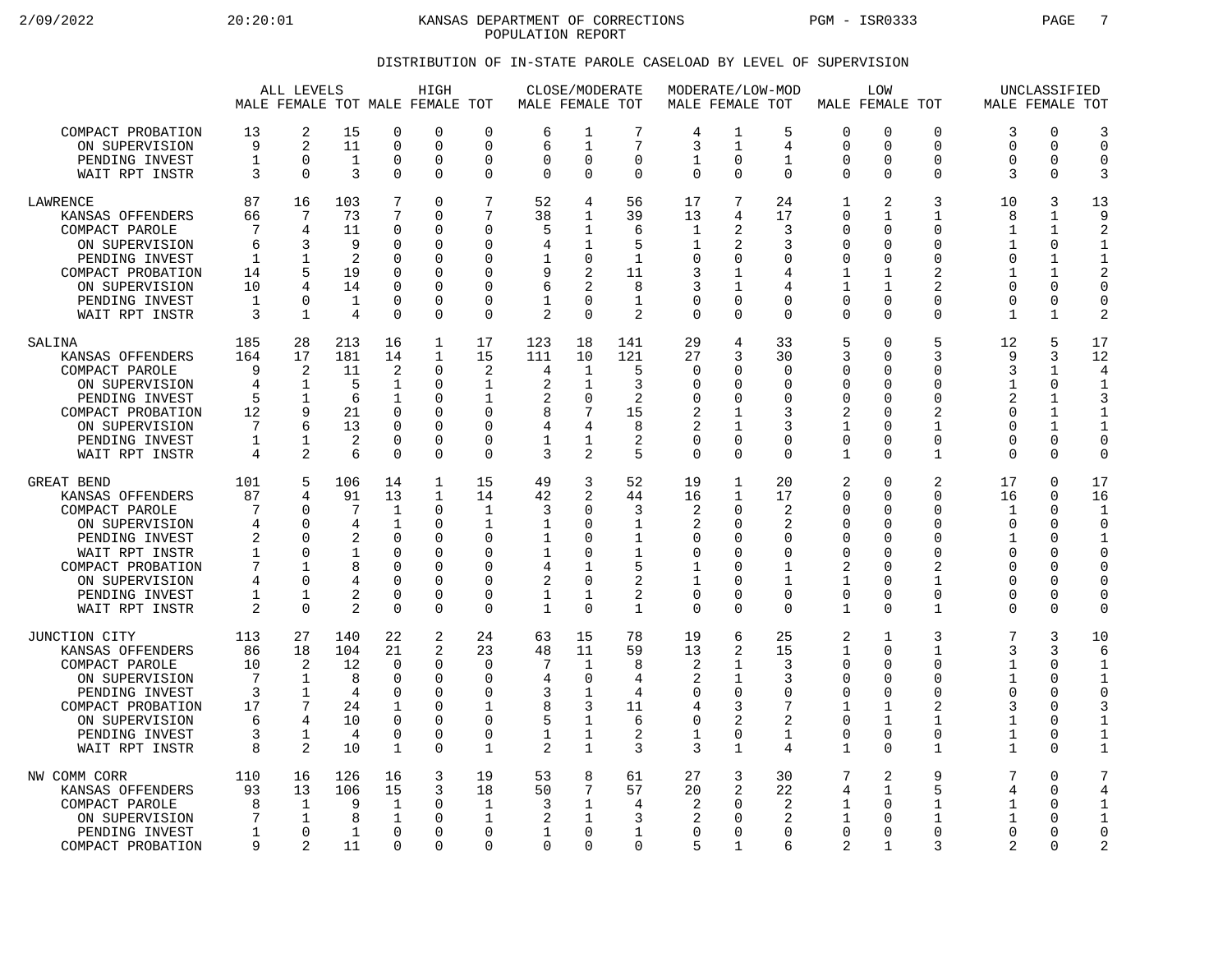## KANSAS DEPARTMENT OF CORRECTIONS
### POPULATION REPORT

### DISTRIBUTION OF IN-STATE PAROLE CASELOAD BY LEVEL OF SUPERVISION

| | ALL LEVELS | | | HIGH | | | CLOSE/MODERATE | | | MODERATE/LOW-MOD | | | LOW | | | UNCLASSIFIED | | |
|---|---|---|---|---|---|---|---|---|---|---|---|---|---|---|---|---|---|---|
| | MALE | FEMALE | TOT | MALE | FEMALE | TOT | MALE | FEMALE | TOT | MALE | FEMALE | TOT | MALE | FEMALE | TOT | MALE | FEMALE | TOT |
| COMPACT PROBATION | 13 | 2 | 15 | 0 | 0 | 0 | 6 | 1 | 7 | 4 | 1 | 5 | 0 | 0 | 0 | 3 | 0 | 3 |
| ON SUPERVISION | 9 | 2 | 11 | 0 | 0 | 0 | 6 | 1 | 7 | 3 | 1 | 4 | 0 | 0 | 0 | 0 | 0 | 0 |
| PENDING INVEST | 1 | 0 | 1 | 0 | 0 | 0 | 0 | 0 | 0 | 1 | 0 | 1 | 0 | 0 | 0 | 0 | 0 | 0 |
| WAIT RPT INSTR | 3 | 0 | 3 | 0 | 0 | 0 | 0 | 0 | 0 | 0 | 0 | 0 | 0 | 0 | 0 | 3 | 0 | 3 |
| LAWRENCE | 87 | 16 | 103 | 7 | 0 | 7 | 52 | 4 | 56 | 17 | 7 | 24 | 1 | 2 | 3 | 10 | 3 | 13 |
| KANSAS OFFENDERS | 66 | 7 | 73 | 7 | 0 | 7 | 38 | 1 | 39 | 13 | 4 | 17 | 0 | 1 | 1 | 8 | 1 | 9 |
| COMPACT PAROLE | 7 | 4 | 11 | 0 | 0 | 0 | 5 | 1 | 6 | 1 | 2 | 3 | 0 | 0 | 0 | 1 | 1 | 2 |
| ON SUPERVISION | 6 | 3 | 9 | 0 | 0 | 0 | 4 | 1 | 5 | 1 | 2 | 3 | 0 | 0 | 0 | 1 | 0 | 1 |
| PENDING INVEST | 1 | 1 | 2 | 0 | 0 | 0 | 1 | 0 | 1 | 0 | 0 | 0 | 0 | 0 | 0 | 0 | 1 | 1 |
| COMPACT PROBATION | 14 | 5 | 19 | 0 | 0 | 0 | 9 | 2 | 11 | 3 | 1 | 4 | 1 | 1 | 2 | 1 | 1 | 2 |
| ON SUPERVISION | 10 | 4 | 14 | 0 | 0 | 0 | 6 | 2 | 8 | 3 | 1 | 4 | 1 | 1 | 2 | 0 | 0 | 0 |
| PENDING INVEST | 1 | 0 | 1 | 0 | 0 | 0 | 1 | 0 | 1 | 0 | 0 | 0 | 0 | 0 | 0 | 0 | 0 | 0 |
| WAIT RPT INSTR | 3 | 1 | 4 | 0 | 0 | 0 | 2 | 0 | 2 | 0 | 0 | 0 | 0 | 0 | 0 | 1 | 1 | 2 |
| SALINA | 185 | 28 | 213 | 16 | 1 | 17 | 123 | 18 | 141 | 29 | 4 | 33 | 5 | 0 | 5 | 12 | 5 | 17 |
| KANSAS OFFENDERS | 164 | 17 | 181 | 14 | 1 | 15 | 111 | 10 | 121 | 27 | 3 | 30 | 3 | 0 | 3 | 9 | 3 | 12 |
| COMPACT PAROLE | 9 | 2 | 11 | 2 | 0 | 2 | 4 | 1 | 5 | 0 | 0 | 0 | 0 | 0 | 0 | 3 | 1 | 4 |
| ON SUPERVISION | 4 | 1 | 5 | 1 | 0 | 1 | 2 | 1 | 3 | 0 | 0 | 0 | 0 | 0 | 0 | 1 | 0 | 1 |
| PENDING INVEST | 5 | 1 | 6 | 1 | 0 | 1 | 2 | 0 | 2 | 0 | 0 | 0 | 0 | 0 | 0 | 2 | 1 | 3 |
| COMPACT PROBATION | 12 | 9 | 21 | 0 | 0 | 0 | 8 | 7 | 15 | 2 | 1 | 3 | 2 | 0 | 2 | 0 | 1 | 1 |
| ON SUPERVISION | 7 | 6 | 13 | 0 | 0 | 0 | 4 | 4 | 8 | 2 | 1 | 3 | 1 | 0 | 1 | 0 | 1 | 1 |
| PENDING INVEST | 1 | 1 | 2 | 0 | 0 | 0 | 1 | 1 | 2 | 0 | 0 | 0 | 0 | 0 | 0 | 0 | 0 | 0 |
| WAIT RPT INSTR | 4 | 2 | 6 | 0 | 0 | 0 | 3 | 2 | 5 | 0 | 0 | 0 | 1 | 0 | 1 | 0 | 0 | 0 |
| GREAT BEND | 101 | 5 | 106 | 14 | 1 | 15 | 49 | 3 | 52 | 19 | 1 | 20 | 2 | 0 | 2 | 17 | 0 | 17 |
| KANSAS OFFENDERS | 87 | 4 | 91 | 13 | 1 | 14 | 42 | 2 | 44 | 16 | 1 | 17 | 0 | 0 | 0 | 16 | 0 | 16 |
| COMPACT PAROLE | 7 | 0 | 7 | 1 | 0 | 1 | 3 | 0 | 3 | 2 | 0 | 2 | 0 | 0 | 0 | 1 | 0 | 1 |
| ON SUPERVISION | 4 | 0 | 4 | 1 | 0 | 1 | 1 | 0 | 1 | 2 | 0 | 2 | 0 | 0 | 0 | 0 | 0 | 0 |
| PENDING INVEST | 2 | 0 | 2 | 0 | 0 | 0 | 1 | 0 | 1 | 0 | 0 | 0 | 0 | 0 | 0 | 1 | 0 | 1 |
| WAIT RPT INSTR | 1 | 0 | 1 | 0 | 0 | 0 | 1 | 0 | 1 | 0 | 0 | 0 | 0 | 0 | 0 | 0 | 0 | 0 |
| COMPACT PROBATION | 7 | 1 | 8 | 0 | 0 | 0 | 4 | 1 | 5 | 1 | 0 | 1 | 2 | 0 | 2 | 0 | 0 | 0 |
| ON SUPERVISION | 4 | 0 | 4 | 0 | 0 | 0 | 2 | 0 | 2 | 1 | 0 | 1 | 1 | 0 | 1 | 0 | 0 | 0 |
| PENDING INVEST | 1 | 1 | 2 | 0 | 0 | 0 | 1 | 1 | 2 | 0 | 0 | 0 | 0 | 0 | 0 | 0 | 0 | 0 |
| WAIT RPT INSTR | 2 | 0 | 2 | 0 | 0 | 0 | 1 | 0 | 1 | 0 | 0 | 0 | 1 | 0 | 1 | 0 | 0 | 0 |
| JUNCTION CITY | 113 | 27 | 140 | 22 | 2 | 24 | 63 | 15 | 78 | 19 | 6 | 25 | 2 | 1 | 3 | 7 | 3 | 10 |
| KANSAS OFFENDERS | 86 | 18 | 104 | 21 | 2 | 23 | 48 | 11 | 59 | 13 | 2 | 15 | 1 | 0 | 1 | 3 | 3 | 6 |
| COMPACT PAROLE | 10 | 2 | 12 | 0 | 0 | 0 | 7 | 1 | 8 | 2 | 1 | 3 | 0 | 0 | 0 | 1 | 0 | 1 |
| ON SUPERVISION | 7 | 1 | 8 | 0 | 0 | 0 | 4 | 0 | 4 | 2 | 1 | 3 | 0 | 0 | 0 | 1 | 0 | 1 |
| PENDING INVEST | 3 | 1 | 4 | 0 | 0 | 0 | 3 | 1 | 4 | 0 | 0 | 0 | 0 | 0 | 0 | 0 | 0 | 0 |
| COMPACT PROBATION | 17 | 7 | 24 | 1 | 0 | 1 | 8 | 3 | 11 | 4 | 3 | 7 | 1 | 1 | 2 | 3 | 0 | 3 |
| ON SUPERVISION | 6 | 4 | 10 | 0 | 0 | 0 | 5 | 1 | 6 | 0 | 2 | 2 | 0 | 1 | 1 | 1 | 0 | 1 |
| PENDING INVEST | 3 | 1 | 4 | 0 | 0 | 0 | 1 | 1 | 2 | 1 | 0 | 1 | 0 | 0 | 0 | 1 | 0 | 1 |
| WAIT RPT INSTR | 8 | 2 | 10 | 1 | 0 | 1 | 2 | 1 | 3 | 3 | 1 | 4 | 1 | 0 | 1 | 1 | 0 | 1 |
| NW COMM CORR | 110 | 16 | 126 | 16 | 3 | 19 | 53 | 8 | 61 | 27 | 3 | 30 | 7 | 2 | 9 | 7 | 0 | 7 |
| KANSAS OFFENDERS | 93 | 13 | 106 | 15 | 3 | 18 | 50 | 7 | 57 | 20 | 2 | 22 | 4 | 1 | 5 | 4 | 0 | 4 |
| COMPACT PAROLE | 8 | 1 | 9 | 1 | 0 | 1 | 3 | 1 | 4 | 2 | 0 | 2 | 1 | 0 | 1 | 1 | 0 | 1 |
| ON SUPERVISION | 7 | 1 | 8 | 1 | 0 | 1 | 2 | 1 | 3 | 2 | 0 | 2 | 1 | 0 | 1 | 1 | 0 | 1 |
| PENDING INVEST | 1 | 0 | 1 | 0 | 0 | 0 | 1 | 0 | 1 | 0 | 0 | 0 | 0 | 0 | 0 | 0 | 0 | 0 |
| COMPACT PROBATION | 9 | 2 | 11 | 0 | 0 | 0 | 0 | 0 | 0 | 5 | 1 | 6 | 2 | 1 | 3 | 2 | 0 | 2 |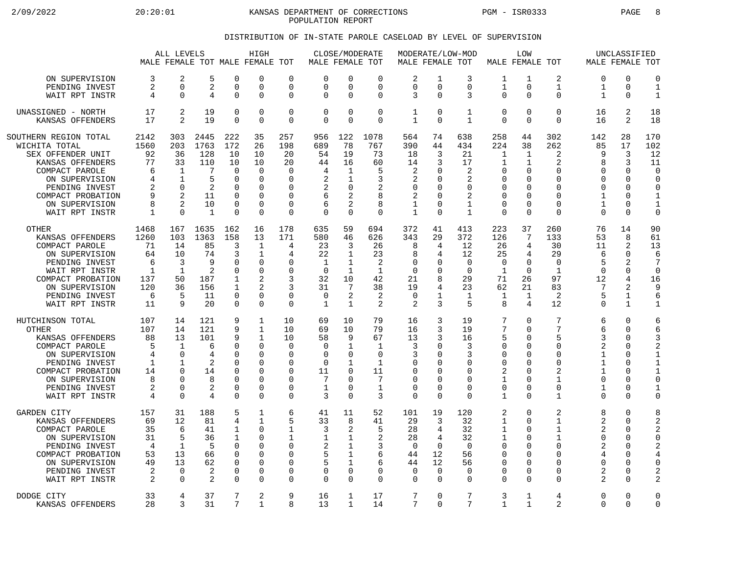KANSAS DEPARTMENT OF CORRECTIONS
POPULATION REPORT

DISTRIBUTION OF IN-STATE PAROLE CASELOAD BY LEVEL OF SUPERVISION

| | ALL LEVELS | | | HIGH | | | CLOSE/MODERATE | | | MODERATE/LOW-MOD | | | LOW | | | UNCLASSIFIED | | |
|---|---|---|---|---|---|---|---|---|---|---|---|---|---|---|---|---|---|---|
| | MALE | FEMALE | TOT | MALE | FEMALE | TOT | MALE | FEMALE | TOT | MALE | FEMALE | TOT | MALE | FEMALE | TOT | MALE | FEMALE | TOT |
| ON SUPERVISION | 3 | 2 | 5 | 0 | 0 | 0 | 0 | 0 | 0 | 2 | 1 | 3 | 1 | 1 | 2 | 0 | 0 | 0 |
| PENDING INVEST | 2 | 0 | 2 | 0 | 0 | 0 | 0 | 0 | 0 | 0 | 0 | 0 | 1 | 0 | 1 | 1 | 0 | 1 |
| WAIT RPT INSTR | 4 | 0 | 4 | 0 | 0 | 0 | 0 | 0 | 0 | 3 | 0 | 3 | 0 | 0 | 0 | 1 | 0 | 1 |
| UNASSIGNED - NORTH | 17 | 2 | 19 | 0 | 0 | 0 | 0 | 0 | 0 | 1 | 0 | 1 | 0 | 0 | 0 | 16 | 2 | 18 |
| KANSAS OFFENDERS | 17 | 2 | 19 | 0 | 0 | 0 | 0 | 0 | 0 | 1 | 0 | 1 | 0 | 0 | 0 | 16 | 2 | 18 |
| SOUTHERN REGION TOTAL | 2142 | 303 | 2445 | 222 | 35 | 257 | 956 | 122 | 1078 | 564 | 74 | 638 | 258 | 44 | 302 | 142 | 28 | 170 |
| WICHITA TOTAL | 1560 | 203 | 1763 | 172 | 26 | 198 | 689 | 78 | 767 | 390 | 44 | 434 | 224 | 38 | 262 | 85 | 17 | 102 |
| SEX OFFENDER UNIT | 92 | 36 | 128 | 10 | 10 | 20 | 54 | 19 | 73 | 18 | 3 | 21 | 1 | 1 | 2 | 9 | 3 | 12 |
| KANSAS OFFENDERS | 77 | 33 | 110 | 10 | 10 | 20 | 44 | 16 | 60 | 14 | 3 | 17 | 1 | 1 | 2 | 8 | 3 | 11 |
| COMPACT PAROLE | 6 | 1 | 7 | 0 | 0 | 0 | 4 | 1 | 5 | 2 | 0 | 2 | 0 | 0 | 0 | 0 | 0 | 0 |
| ON SUPERVISION | 4 | 1 | 5 | 0 | 0 | 0 | 2 | 1 | 3 | 2 | 0 | 2 | 0 | 0 | 0 | 0 | 0 | 0 |
| PENDING INVEST | 2 | 0 | 2 | 0 | 0 | 0 | 2 | 0 | 2 | 0 | 0 | 0 | 0 | 0 | 0 | 0 | 0 | 0 |
| COMPACT PROBATION | 9 | 2 | 11 | 0 | 0 | 0 | 6 | 2 | 8 | 2 | 0 | 2 | 0 | 0 | 0 | 1 | 0 | 1 |
| ON SUPERVISION | 8 | 2 | 10 | 0 | 0 | 0 | 6 | 2 | 8 | 1 | 0 | 1 | 0 | 0 | 0 | 1 | 0 | 1 |
| WAIT RPT INSTR | 1 | 0 | 1 | 0 | 0 | 0 | 0 | 0 | 0 | 1 | 0 | 1 | 0 | 0 | 0 | 0 | 0 | 0 |
| OTHER | 1468 | 167 | 1635 | 162 | 16 | 178 | 635 | 59 | 694 | 372 | 41 | 413 | 223 | 37 | 260 | 76 | 14 | 90 |
| KANSAS OFFENDERS | 1260 | 103 | 1363 | 158 | 13 | 171 | 580 | 46 | 626 | 343 | 29 | 372 | 126 | 7 | 133 | 53 | 8 | 61 |
| COMPACT PAROLE | 71 | 14 | 85 | 3 | 1 | 4 | 23 | 3 | 26 | 8 | 4 | 12 | 26 | 4 | 30 | 11 | 2 | 13 |
| ON SUPERVISION | 64 | 10 | 74 | 3 | 1 | 4 | 22 | 1 | 23 | 8 | 4 | 12 | 25 | 4 | 29 | 6 | 0 | 6 |
| PENDING INVEST | 6 | 3 | 9 | 0 | 0 | 0 | 1 | 1 | 2 | 0 | 0 | 0 | 0 | 0 | 0 | 5 | 2 | 7 |
| WAIT RPT INSTR | 1 | 1 | 2 | 0 | 0 | 0 | 0 | 1 | 1 | 0 | 0 | 0 | 1 | 0 | 1 | 0 | 0 | 0 |
| COMPACT PROBATION | 137 | 50 | 187 | 1 | 2 | 3 | 32 | 10 | 42 | 21 | 8 | 29 | 71 | 26 | 97 | 12 | 4 | 16 |
| ON SUPERVISION | 120 | 36 | 156 | 1 | 2 | 3 | 31 | 7 | 38 | 19 | 4 | 23 | 62 | 21 | 83 | 7 | 2 | 9 |
| PENDING INVEST | 6 | 5 | 11 | 0 | 0 | 0 | 0 | 2 | 2 | 0 | 1 | 1 | 1 | 1 | 2 | 5 | 1 | 6 |
| WAIT RPT INSTR | 11 | 9 | 20 | 0 | 0 | 0 | 1 | 1 | 2 | 2 | 3 | 5 | 8 | 4 | 12 | 0 | 1 | 1 |
| HUTCHINSON TOTAL | 107 | 14 | 121 | 9 | 1 | 10 | 69 | 10 | 79 | 16 | 3 | 19 | 7 | 0 | 7 | 6 | 0 | 6 |
| OTHER | 107 | 14 | 121 | 9 | 1 | 10 | 69 | 10 | 79 | 16 | 3 | 19 | 7 | 0 | 7 | 6 | 0 | 6 |
| KANSAS OFFENDERS | 88 | 13 | 101 | 9 | 1 | 10 | 58 | 9 | 67 | 13 | 3 | 16 | 5 | 0 | 5 | 3 | 0 | 3 |
| COMPACT PAROLE | 5 | 1 | 6 | 0 | 0 | 0 | 0 | 1 | 1 | 3 | 0 | 3 | 0 | 0 | 0 | 2 | 0 | 2 |
| ON SUPERVISION | 4 | 0 | 4 | 0 | 0 | 0 | 0 | 0 | 0 | 3 | 0 | 3 | 0 | 0 | 0 | 1 | 0 | 1 |
| PENDING INVEST | 1 | 1 | 2 | 0 | 0 | 0 | 0 | 1 | 1 | 0 | 0 | 0 | 0 | 0 | 0 | 1 | 0 | 1 |
| COMPACT PROBATION | 14 | 0 | 14 | 0 | 0 | 0 | 11 | 0 | 11 | 0 | 0 | 0 | 2 | 0 | 2 | 1 | 0 | 1 |
| ON SUPERVISION | 8 | 0 | 8 | 0 | 0 | 0 | 7 | 0 | 7 | 0 | 0 | 0 | 1 | 0 | 1 | 0 | 0 | 0 |
| PENDING INVEST | 2 | 0 | 2 | 0 | 0 | 0 | 1 | 0 | 1 | 0 | 0 | 0 | 0 | 0 | 0 | 1 | 0 | 1 |
| WAIT RPT INSTR | 4 | 0 | 4 | 0 | 0 | 0 | 3 | 0 | 3 | 0 | 0 | 0 | 1 | 0 | 1 | 0 | 0 | 0 |
| GARDEN CITY | 157 | 31 | 188 | 5 | 1 | 6 | 41 | 11 | 52 | 101 | 19 | 120 | 2 | 0 | 2 | 8 | 0 | 8 |
| KANSAS OFFENDERS | 69 | 12 | 81 | 4 | 1 | 5 | 33 | 8 | 41 | 29 | 3 | 32 | 1 | 0 | 1 | 2 | 0 | 2 |
| COMPACT PAROLE | 35 | 6 | 41 | 1 | 0 | 1 | 3 | 2 | 5 | 28 | 4 | 32 | 1 | 0 | 1 | 2 | 0 | 2 |
| ON SUPERVISION | 31 | 5 | 36 | 1 | 0 | 1 | 1 | 1 | 2 | 28 | 4 | 32 | 1 | 0 | 1 | 0 | 0 | 0 |
| PENDING INVEST | 4 | 1 | 5 | 0 | 0 | 0 | 2 | 1 | 3 | 0 | 0 | 0 | 0 | 0 | 0 | 2 | 0 | 2 |
| COMPACT PROBATION | 53 | 13 | 66 | 0 | 0 | 0 | 5 | 1 | 6 | 44 | 12 | 56 | 0 | 0 | 0 | 4 | 0 | 4 |
| ON SUPERVISION | 49 | 13 | 62 | 0 | 0 | 0 | 5 | 1 | 6 | 44 | 12 | 56 | 0 | 0 | 0 | 0 | 0 | 0 |
| PENDING INVEST | 2 | 0 | 2 | 0 | 0 | 0 | 0 | 0 | 0 | 0 | 0 | 0 | 0 | 0 | 0 | 2 | 0 | 2 |
| WAIT RPT INSTR | 2 | 0 | 2 | 0 | 0 | 0 | 0 | 0 | 0 | 0 | 0 | 0 | 0 | 0 | 0 | 2 | 0 | 2 |
| DODGE CITY | 33 | 4 | 37 | 7 | 2 | 9 | 16 | 1 | 17 | 7 | 0 | 7 | 3 | 1 | 4 | 0 | 0 | 0 |
| KANSAS OFFENDERS | 28 | 3 | 31 | 7 | 1 | 8 | 13 | 1 | 14 | 7 | 0 | 7 | 1 | 1 | 2 | 0 | 0 | 0 |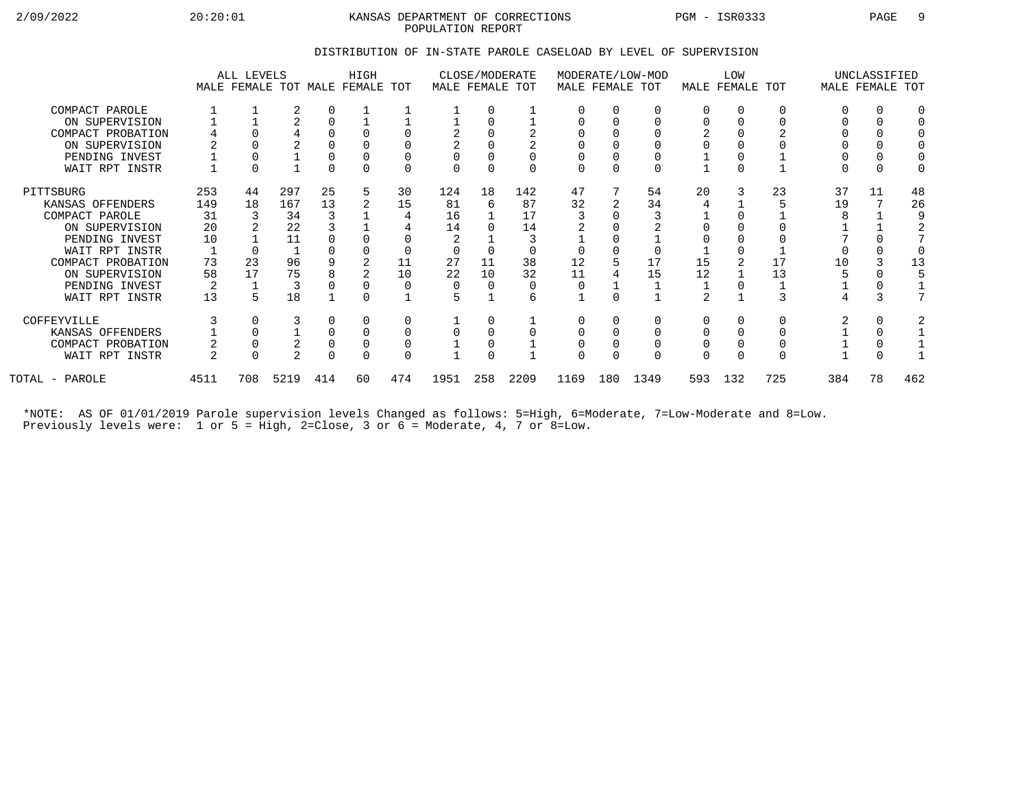KANSAS DEPARTMENT OF CORRECTIONS
POPULATION REPORT

## DISTRIBUTION OF IN-STATE PAROLE CASELOAD BY LEVEL OF SUPERVISION

| | ALL LEVELS | | | HIGH | | | CLOSE/MODERATE | | | MODERATE/LOW-MOD | | | LOW | | | UNCLASSIFIED | | |
|---|---|---|---|---|---|---|---|---|---|---|---|---|---|---|---|---|---|---|
| | MALE | FEMALE | TOT | MALE | FEMALE | TOT | MALE | FEMALE | TOT | MALE | FEMALE | TOT | MALE | FEMALE | TOT | MALE | FEMALE | TOT |
| COMPACT PAROLE | 1 | 1 | 2 | 0 | 1 | 1 | 1 | 0 | 1 | 0 | 0 | 0 | 0 | 0 | 0 | 0 | 0 | 0 |
| ON SUPERVISION | 1 | 1 | 2 | 0 | 1 | 1 | 1 | 0 | 1 | 0 | 0 | 0 | 0 | 0 | 0 | 0 | 0 | 0 |
| COMPACT PROBATION | 4 | 0 | 4 | 0 | 0 | 0 | 2 | 0 | 2 | 0 | 0 | 0 | 2 | 0 | 2 | 0 | 0 | 0 |
| ON SUPERVISION | 2 | 0 | 2 | 0 | 0 | 0 | 2 | 0 | 2 | 0 | 0 | 0 | 0 | 0 | 0 | 0 | 0 | 0 |
| PENDING INVEST | 1 | 0 | 1 | 0 | 0 | 0 | 0 | 0 | 0 | 0 | 0 | 0 | 1 | 0 | 1 | 0 | 0 | 0 |
| WAIT RPT INSTR | 1 | 0 | 1 | 0 | 0 | 0 | 0 | 0 | 0 | 0 | 0 | 0 | 1 | 0 | 1 | 0 | 0 | 0 |
| PITTSBURG | 253 | 44 | 297 | 25 | 5 | 30 | 124 | 18 | 142 | 47 | 7 | 54 | 20 | 3 | 23 | 37 | 11 | 48 |
| KANSAS OFFENDERS | 149 | 18 | 167 | 13 | 2 | 15 | 81 | 6 | 87 | 32 | 2 | 34 | 4 | 1 | 5 | 19 | 7 | 26 |
| COMPACT PAROLE | 31 | 3 | 34 | 3 | 1 | 4 | 16 | 1 | 17 | 3 | 0 | 3 | 1 | 0 | 1 | 8 | 1 | 9 |
| ON SUPERVISION | 20 | 2 | 22 | 3 | 1 | 4 | 14 | 0 | 14 | 2 | 0 | 2 | 0 | 0 | 0 | 1 | 1 | 2 |
| PENDING INVEST | 10 | 1 | 11 | 0 | 0 | 0 | 2 | 1 | 3 | 1 | 0 | 1 | 0 | 0 | 0 | 7 | 0 | 7 |
| WAIT RPT INSTR | 1 | 0 | 1 | 0 | 0 | 0 | 0 | 0 | 0 | 0 | 0 | 0 | 1 | 0 | 1 | 0 | 0 | 0 |
| COMPACT PROBATION | 73 | 23 | 96 | 9 | 2 | 11 | 27 | 11 | 38 | 12 | 5 | 17 | 15 | 2 | 17 | 10 | 3 | 13 |
| ON SUPERVISION | 58 | 17 | 75 | 8 | 2 | 10 | 22 | 10 | 32 | 11 | 4 | 15 | 12 | 1 | 13 | 5 | 0 | 5 |
| PENDING INVEST | 2 | 1 | 3 | 0 | 0 | 0 | 0 | 0 | 0 | 0 | 1 | 1 | 1 | 0 | 1 | 1 | 0 | 1 |
| WAIT RPT INSTR | 13 | 5 | 18 | 1 | 0 | 1 | 5 | 1 | 6 | 1 | 0 | 1 | 2 | 1 | 3 | 4 | 3 | 7 |
| COFFEYVILLE | 3 | 0 | 3 | 0 | 0 | 0 | 1 | 0 | 1 | 0 | 0 | 0 | 0 | 0 | 0 | 2 | 0 | 2 |
| KANSAS OFFENDERS | 1 | 0 | 1 | 0 | 0 | 0 | 0 | 0 | 0 | 0 | 0 | 0 | 0 | 0 | 0 | 1 | 0 | 1 |
| COMPACT PROBATION | 2 | 0 | 2 | 0 | 0 | 0 | 1 | 0 | 1 | 0 | 0 | 0 | 0 | 0 | 0 | 1 | 0 | 1 |
| WAIT RPT INSTR | 2 | 0 | 2 | 0 | 0 | 0 | 1 | 0 | 1 | 0 | 0 | 0 | 0 | 0 | 0 | 1 | 0 | 1 |
| TOTAL - PAROLE | 4511 | 708 | 5219 | 414 | 60 | 474 | 1951 | 258 | 2209 | 1169 | 180 | 1349 | 593 | 132 | 725 | 384 | 78 | 462 |

*NOTE: AS OF 01/01/2019 Parole supervision levels Changed as follows: 5=High, 6=Moderate, 7=Low-Moderate and 8=Low. Previously levels were: 1 or 5 = High, 2=Close, 3 or 6 = Moderate, 4, 7 or 8=Low.